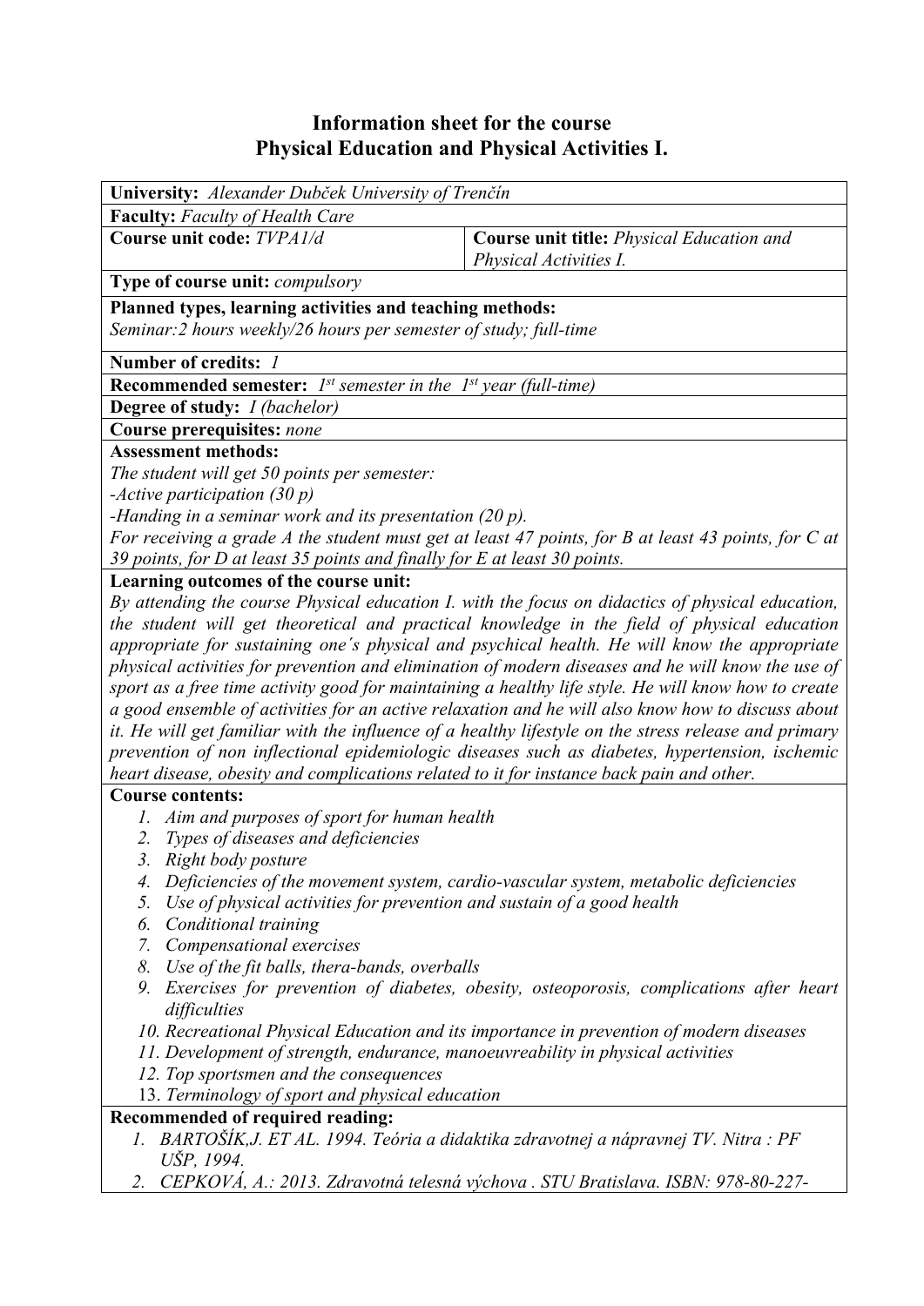# Information sheet for the course
# Physical Education and Physical Activities I.

**University:** *Alexander Dubček University of Trenčín*

**Faculty:** *Faculty of Health Care*

| **Course unit code:** *TVPA1/d* | **Course unit title:** *Physical Education and Physical Activities I.* |
|---|---|

**Type of course unit:** *compulsory*

**Planned types, learning activities and teaching methods:**
*Seminar:2 hours weekly/26 hours per semester of study; full-time*

**Number of credits:** *1*

**Recommended semester:** *1st semester in the 1st year (full-time)*

**Degree of study:** *I (bachelor)*

**Course prerequisites:** *none*

**Assessment methods:**
*The student will get 50 points per semester:*
*-Active participation (30 p)*
*-Handing in a seminar work and its presentation (20 p).*
*For receiving a grade A the student must get at least 47 points, for B at least 43 points, for C at 39 points, for D at least 35 points and finally for E at least 30 points.*

**Learning outcomes of the course unit:**
*By attending the course Physical education I. with the focus on didactics of physical education, the student will get theoretical and practical knowledge in the field of physical education appropriate for sustaining one´s physical and psychical health. He will know the appropriate physical activities for prevention and elimination of modern diseases and he will know the use of sport as a free time activity good for maintaining a healthy life style. He will know how to create a good ensemble of activities for an active relaxation and he will also know how to discuss about it. He will get familiar with the influence of a healthy lifestyle on the stress release and primary prevention of non inflectional epidemiologic diseases such as diabetes, hypertension, ischemic heart disease, obesity and complications related to it for instance back pain and other.*

**Course contents:**

1. *Aim and purposes of sport for human health*
2. *Types of diseases and deficiencies*
3. *Right body posture*
4. *Deficiencies of the movement system, cardio-vascular system, metabolic deficiencies*
5. *Use of physical activities for prevention and sustain of a good health*
6. *Conditional training*
7. *Compensational exercises*
8. *Use of the fit balls, thera-bands, overballs*
9. *Exercises for prevention of diabetes, obesity, osteoporosis, complications after heart difficulties*
10. *Recreational Physical Education and its importance in prevention of modern diseases*
11. *Development of strength, endurance, manoeuvreability in physical activities*
12. *Top sportsmen and the consequences*
13. *Terminology of sport and physical education*

**Recommended of required reading:**

1. *BARTOŠÍK,J. ET AL. 1994. Teória a didaktika zdravotnej a nápravnej TV. Nitra : PF UŠP, 1994.*
2. *CEPKOVÁ, A.: 2013. Zdravotná telesná výchova . STU Bratislava. ISBN: 978-80-227-*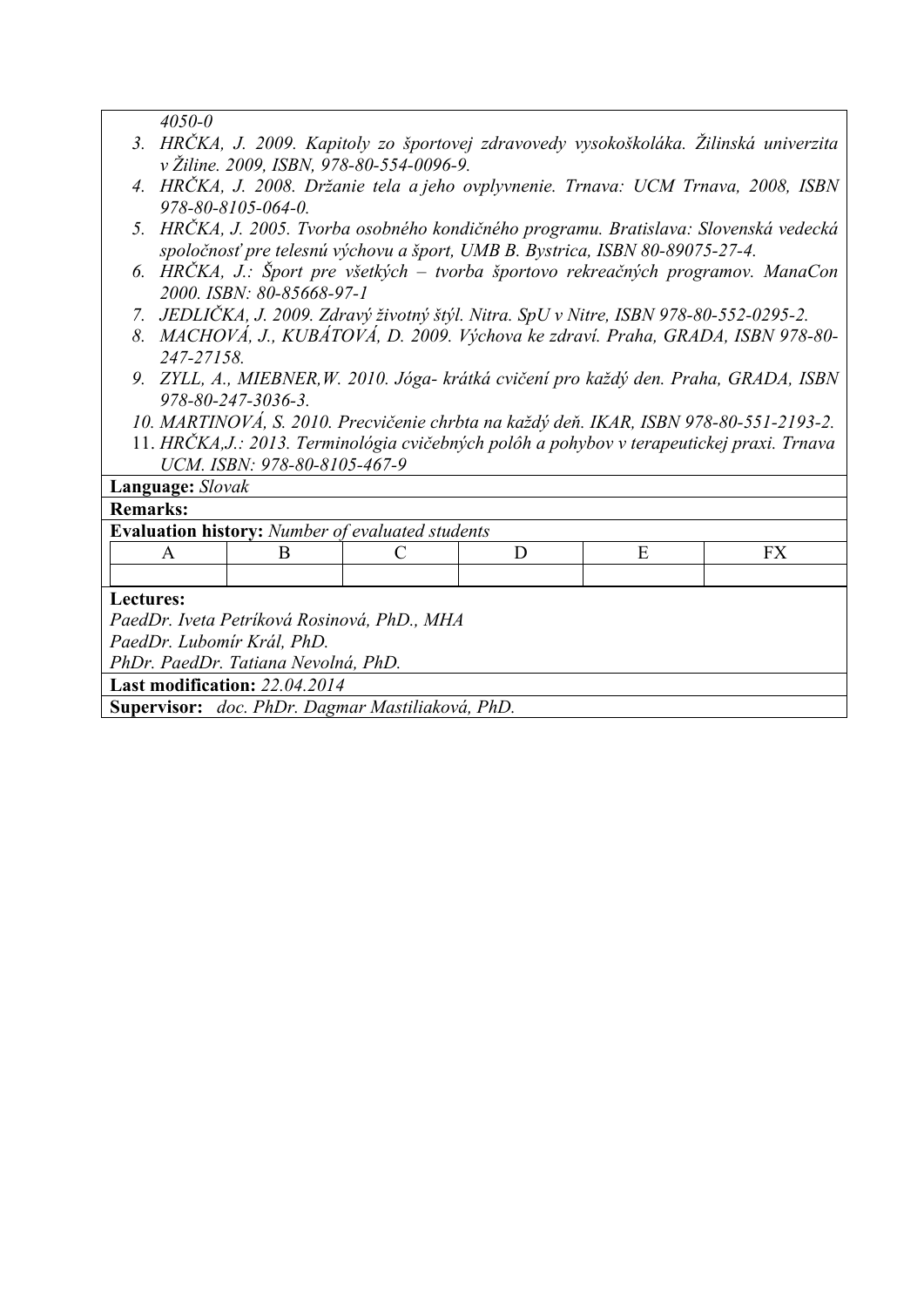*4050-0*

3. *HRČKA, J. 2009. Kapitoly zo športovej zdravovedy vysokoškoláka. Žilinská univerzita v Žiline. 2009, ISBN, 978-80-554-0096-9.*
4. *HRČKA, J. 2008. Držanie tela a jeho ovplyvnenie. Trnava: UCM Trnava, 2008, ISBN 978-80-8105-064-0.*
5. *HRČKA, J. 2005. Tvorba osobného kondičného programu. Bratislava: Slovenská vedecká spoločnosť pre telesnú výchovu a šport, UMB B. Bystrica, ISBN 80-89075-27-4.*
6. *HRČKA, J.: Šport pre všetkých – tvorba športovo rekreačných programov. ManaCon 2000. ISBN: 80-85668-97-1*
7. *JEDLIČKA, J. 2009. Zdravý životný štýl. Nitra. SpU v Nitre, ISBN 978-80-552-0295-2.*
8. *MACHOVÁ, J., KUBÁTOVÁ, D. 2009. Výchova ke zdraví. Praha, GRADA, ISBN 978-80-247-27158.*
9. *ZYLL, A., MIEBNER,W. 2010. Jóga- krátká cvičení pro každý den. Praha, GRADA, ISBN 978-80-247-3036-3.*
10. *MARTINOVÁ, S. 2010. Precvičenie chrbta na každý deň. IKAR, ISBN 978-80-551-2193-2.*
11. *HRČKA,J.: 2013. Terminológia cvičebných polôh a pohybov v terapeutickej praxi. Trnava UCM. ISBN: 978-80-8105-467-9*

**Language:** *Slovak*

**Remarks:**

**Evaluation history:** *Number of evaluated students*

| A | B | C | D | E | FX |
|---|---|---|---|---|---|
| | | | | | |

**Lectures:**
*PaedDr. Iveta Petríková Rosinová, PhD., MHA*
*PaedDr. Lubomír Král, PhD.*
*PhDr. PaedDr. Tatiana Nevolná, PhD.*

**Last modification:** *22.04.2014*

**Supervisor:** *doc. PhDr. Dagmar Mastiliaková, PhD.*